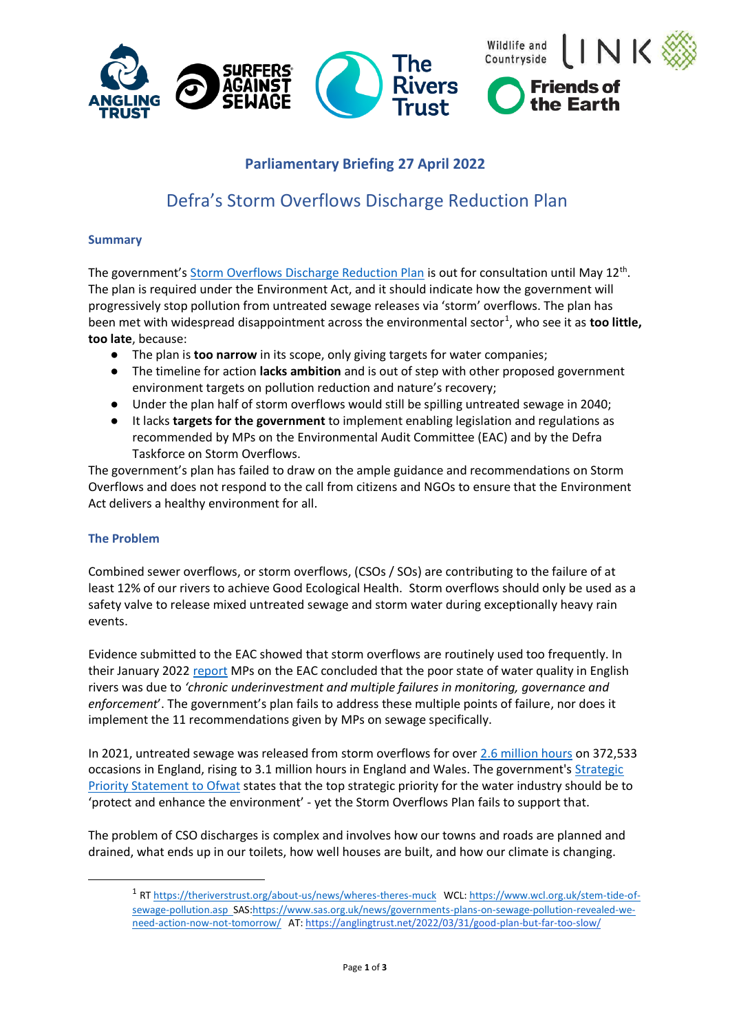## Parliamentary Briefing 27 April 2022

# Defra's Storm Overflows Discharge Reduction Plan

### Summary

The government's Storm Overflows Discharge Reduction Plan is out for consultation until May 12th. The plan is required under the Environment Act, and it should indicate how the government will progressively stop pollution from untreated sewage releases via 'storm' overflows. The plan has been met with widespread disappointment across the environmental sector[1], who see it as **too little, too late**, because:

- The plan is **too narrow** in its scope, only giving targets for water companies;
- The timeline for action **lacks ambition** and is out of step with other proposed government environment targets on pollution reduction and nature's recovery;
- Under the plan half of storm overflows would still be spilling untreated sewage in 2040;
- It lacks **targets for the government** to implement enabling legislation and regulations as recommended by MPs on the Environmental Audit Committee (EAC) and by the Defra Taskforce on Storm Overflows.

The government's plan has failed to draw on the ample guidance and recommendations on Storm Overflows and does not respond to the call from citizens and NGOs to ensure that the Environment Act delivers a healthy environment for all.

### The Problem

Combined sewer overflows, or storm overflows, (CSOs / SOs) are contributing to the failure of at least 12% of our rivers to achieve Good Ecological Health. Storm overflows should only be used as a safety valve to release mixed untreated sewage and storm water during exceptionally heavy rain events.

Evidence submitted to the EAC showed that storm overflows are routinely used too frequently. In their January 2022 report MPs on the EAC concluded that the poor state of water quality in English rivers was due to *'chronic underinvestment and multiple failures in monitoring, governance and enforcement*'. The government's plan fails to address these multiple points of failure, nor does it implement the 11 recommendations given by MPs on sewage specifically.

In 2021, untreated sewage was released from storm overflows for over 2.6 million hours on 372,533 occasions in England, rising to 3.1 million hours in England and Wales. The government's Strategic Priority Statement to Ofwat states that the top strategic priority for the water industry should be to 'protect and enhance the environment' - yet the Storm Overflows Plan fails to support that.

The problem of CSO discharges is complex and involves how our towns and roads are planned and drained, what ends up in our toilets, how well houses are built, and how our climate is changing.

---

[1] RT https://theriverstrust.org/about-us/news/wheres-theres-muck WCL: https://www.wcl.org.uk/stem-tide-of-sewage-pollution.asp SAS:https://www.sas.org.uk/news/governments-plans-on-sewage-pollution-revealed-we-need-action-now-not-tomorrow/ AT: https://anglingtrust.net/2022/03/31/good-plan-but-far-too-slow/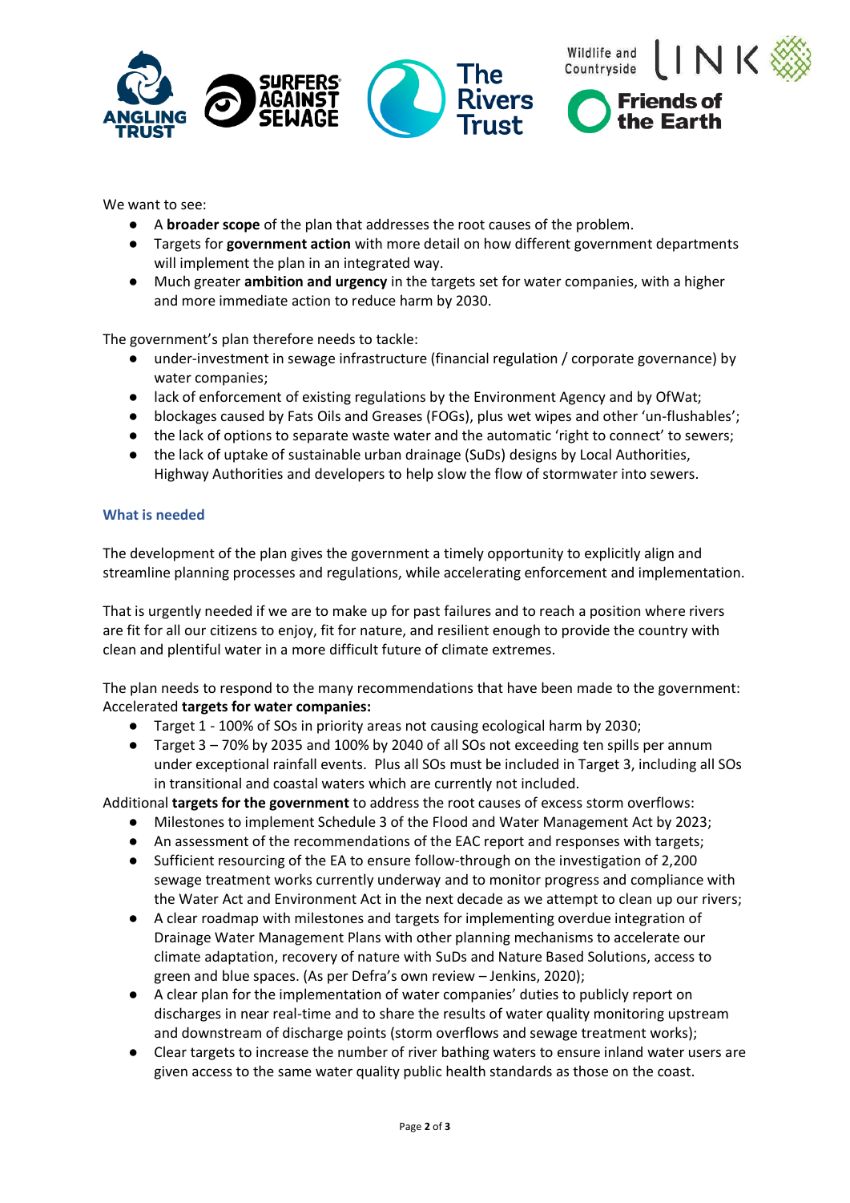We want to see:

- A **broader scope** of the plan that addresses the root causes of the problem.
- Targets for **government action** with more detail on how different government departments will implement the plan in an integrated way.
- Much greater **ambition and urgency** in the targets set for water companies, with a higher and more immediate action to reduce harm by 2030.

The government's plan therefore needs to tackle:

- under-investment in sewage infrastructure (financial regulation / corporate governance) by water companies;
- lack of enforcement of existing regulations by the Environment Agency and by OfWat;
- blockages caused by Fats Oils and Greases (FOGs), plus wet wipes and other 'un-flushables';
- the lack of options to separate waste water and the automatic 'right to connect' to sewers;
- the lack of uptake of sustainable urban drainage (SuDs) designs by Local Authorities, Highway Authorities and developers to help slow the flow of stormwater into sewers.

### What is needed

The development of the plan gives the government a timely opportunity to explicitly align and streamline planning processes and regulations, while accelerating enforcement and implementation.

That is urgently needed if we are to make up for past failures and to reach a position where rivers are fit for all our citizens to enjoy, fit for nature, and resilient enough to provide the country with clean and plentiful water in a more difficult future of climate extremes.

The plan needs to respond to the many recommendations that have been made to the government:
Accelerated **targets for water companies:**

- Target 1 - 100% of SOs in priority areas not causing ecological harm by 2030;
- Target 3 – 70% by 2035 and 100% by 2040 of all SOs not exceeding ten spills per annum under exceptional rainfall events. Plus all SOs must be included in Target 3, including all SOs in transitional and coastal waters which are currently not included.

Additional **targets for the government** to address the root causes of excess storm overflows:

- Milestones to implement Schedule 3 of the Flood and Water Management Act by 2023;
- An assessment of the recommendations of the EAC report and responses with targets;
- Sufficient resourcing of the EA to ensure follow-through on the investigation of 2,200 sewage treatment works currently underway and to monitor progress and compliance with the Water Act and Environment Act in the next decade as we attempt to clean up our rivers;
- A clear roadmap with milestones and targets for implementing overdue integration of Drainage Water Management Plans with other planning mechanisms to accelerate our climate adaptation, recovery of nature with SuDs and Nature Based Solutions, access to green and blue spaces. (As per Defra's own review – Jenkins, 2020);
- A clear plan for the implementation of water companies' duties to publicly report on discharges in near real-time and to share the results of water quality monitoring upstream and downstream of discharge points (storm overflows and sewage treatment works);
- Clear targets to increase the number of river bathing waters to ensure inland water users are given access to the same water quality public health standards as those on the coast.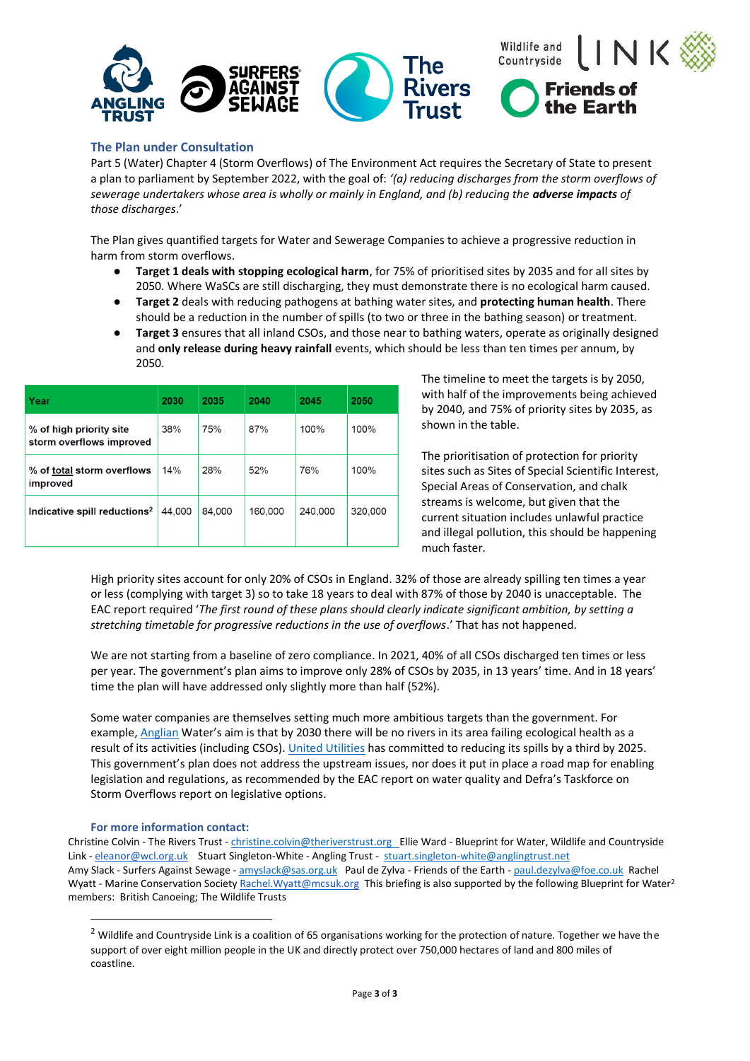## The Plan under Consultation

Part 5 (Water) Chapter 4 (Storm Overflows) of The Environment Act requires the Secretary of State to present a plan to parliament by September 2022, with the goal of: *'(a) reducing discharges from the storm overflows of sewerage undertakers whose area is wholly or mainly in England, and (b) reducing the* ***adverse impacts*** *of those discharges*.'

The Plan gives quantified targets for Water and Sewerage Companies to achieve a progressive reduction in harm from storm overflows.

- **Target 1 deals with stopping ecological harm**, for 75% of prioritised sites by 2035 and for all sites by 2050. Where WaSCs are still discharging, they must demonstrate there is no ecological harm caused.
- **Target 2** deals with reducing pathogens at bathing water sites, and **protecting human health**. There should be a reduction in the number of spills (to two or three in the bathing season) or treatment.
- **Target 3** ensures that all inland CSOs, and those near to bathing waters, operate as originally designed and **only release during heavy rainfall** events, which should be less than ten times per annum, by 2050.

| Year | 2030 | 2035 | 2040 | 2045 | 2050 |
|---|---|---|---|---|---|
| % of high priority site storm overflows improved | 38% | 75% | 87% | 100% | 100% |
| % of total storm overflows improved | 14% | 28% | 52% | 76% | 100% |
| Indicative spill reductions[2] | 44,000 | 84,000 | 160,000 | 240,000 | 320,000 |

The timeline to meet the targets is by 2050, with half of the improvements being achieved by 2040, and 75% of priority sites by 2035, as shown in the table.

The prioritisation of protection for priority sites such as Sites of Special Scientific Interest, Special Areas of Conservation, and chalk streams is welcome, but given that the current situation includes unlawful practice and illegal pollution, this should be happening much faster.

High priority sites account for only 20% of CSOs in England. 32% of those are already spilling ten times a year or less (complying with target 3) so to take 18 years to deal with 87% of those by 2040 is unacceptable. The EAC report required '*The first round of these plans should clearly indicate significant ambition, by setting a stretching timetable for progressive reductions in the use of overflows*.' That has not happened.

We are not starting from a baseline of zero compliance. In 2021, 40% of all CSOs discharged ten times or less per year. The government's plan aims to improve only 28% of CSOs by 2035, in 13 years' time. And in 18 years' time the plan will have addressed only slightly more than half (52%).

Some water companies are themselves setting much more ambitious targets than the government. For example, Anglian Water's aim is that by 2030 there will be no rivers in its area failing ecological health as a result of its activities (including CSOs). United Utilities has committed to reducing its spills by a third by 2025. This government's plan does not address the upstream issues, nor does it put in place a road map for enabling legislation and regulations, as recommended by the EAC report on water quality and Defra's Taskforce on Storm Overflows report on legislative options.

### For more information contact:

Christine Colvin - The Rivers Trust - christine.colvin@theriverstrust.org Ellie Ward - Blueprint for Water, Wildlife and Countryside Link - eleanor@wcl.org.uk Stuart Singleton-White - Angling Trust - stuart.singleton-white@anglingtrust.net Amy Slack - Surfers Against Sewage - amyslack@sas.org.uk Paul de Zylva - Friends of the Earth - paul.dezylva@foe.co.uk Rachel Wyatt - Marine Conservation Society Rachel.Wyatt@mcsuk.org This briefing is also supported by the following Blueprint for Water[2] members: British Canoeing; The Wildlife Trusts

[2] Wildlife and Countryside Link is a coalition of 65 organisations working for the protection of nature. Together we have the support of over eight million people in the UK and directly protect over 750,000 hectares of land and 800 miles of coastline.